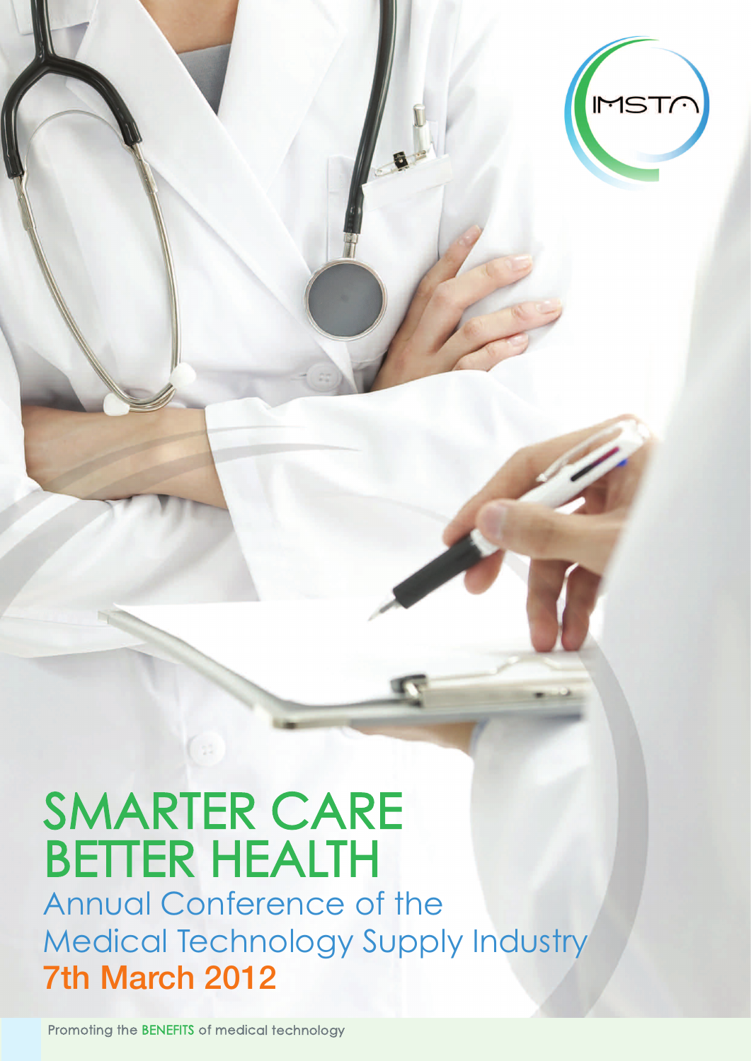IMSTA

# SMARTER CARE BETTER HEALTH

## Annual Conference of the Medical Technology Supply Industry

**7th March 2012**

Promoting the BENEFITS of medical technology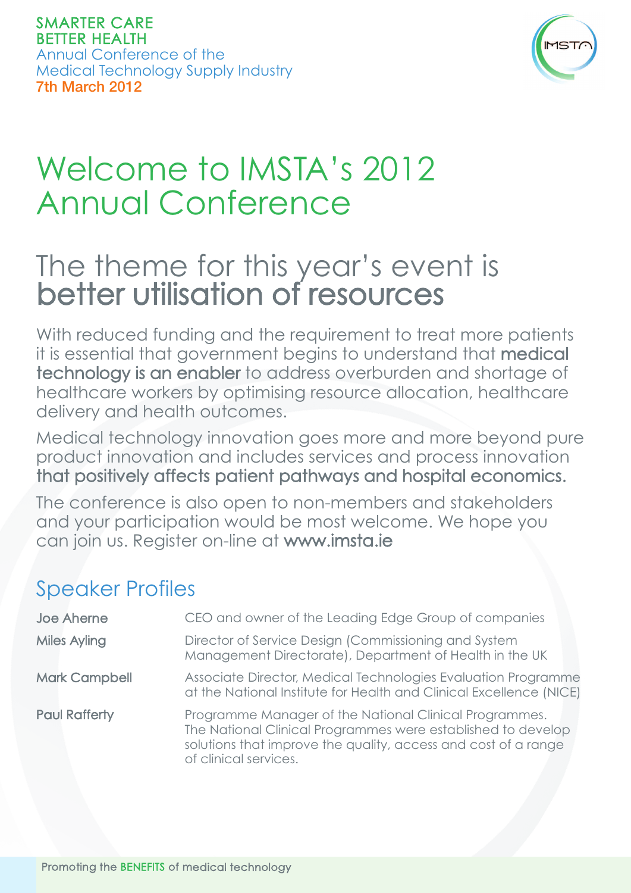SMARTER CARE
BETTER HEALTH
Annual Conference of the
Medical Technology Supply Industry
7th March 2012

# Welcome to IMSTA's 2012 Annual Conference

## The theme for this year's event is **better utilisation of resources**

With reduced funding and the requirement to treat more patients it is essential that government begins to understand that **medical technology is an enabler** to address overburden and shortage of healthcare workers by optimising resource allocation, healthcare delivery and health outcomes.

Medical technology innovation goes more and more beyond pure product innovation and includes services and process innovation **that positively affects patient pathways and hospital economics.**

The conference is also open to non-members and stakeholders and your participation would be most welcome. We hope you can join us. Register on-line at **www.imsta.ie**

## Speaker Profiles

| | |
|---|---|
| **Joe Aherne** | CEO and owner of the Leading Edge Group of companies |
| **Miles Ayling** | Director of Service Design (Commissioning and System Management Directorate), Department of Health in the UK |
| **Mark Campbell** | Associate Director, Medical Technologies Evaluation Programme at the National Institute for Health and Clinical Excellence (NICE) |
| **Paul Rafferty** | Programme Manager of the National Clinical Programmes. The National Clinical Programmes were established to develop solutions that improve the quality, access and cost of a range of clinical services. |

Promoting the BENEFITS of medical technology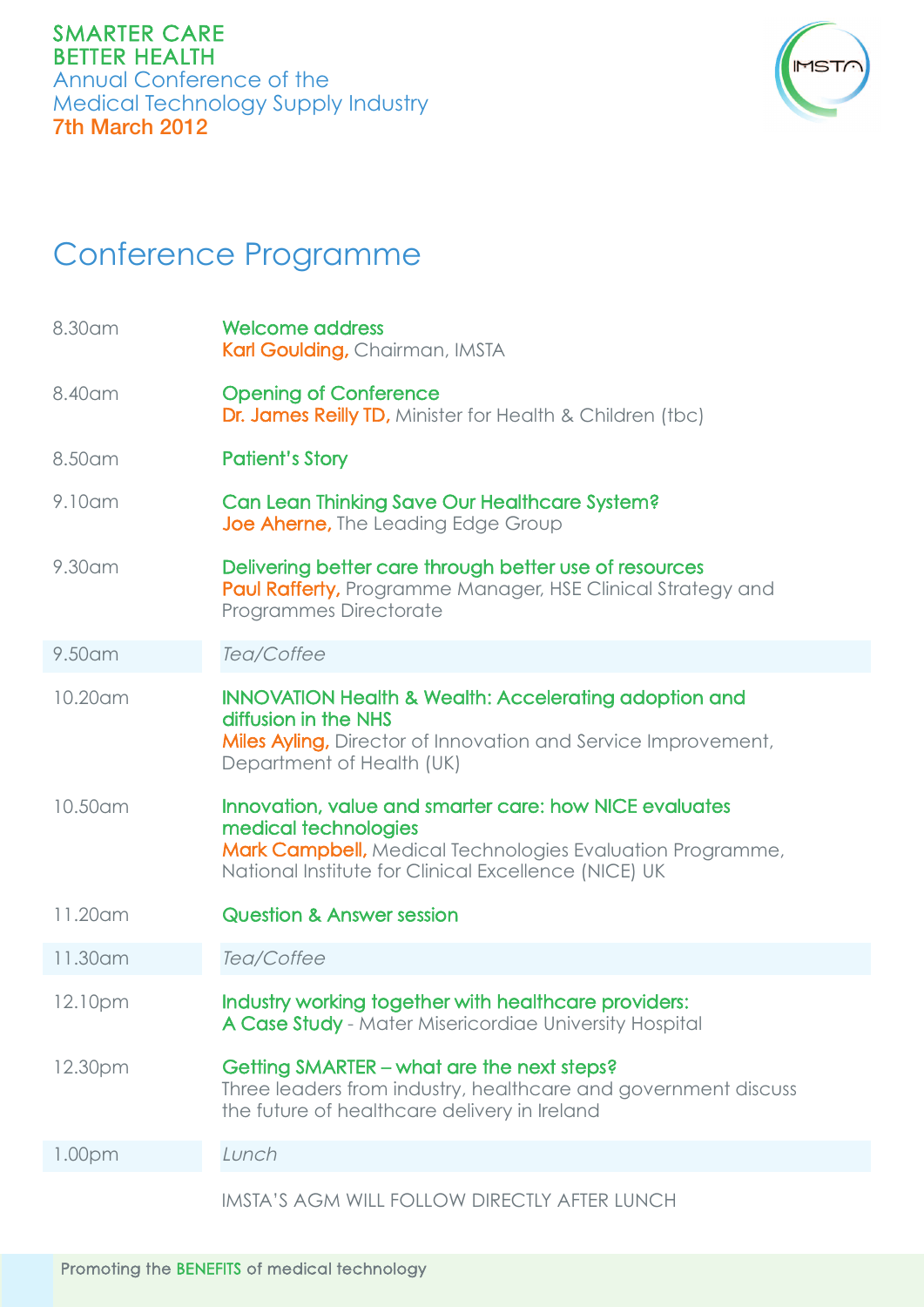SMARTER CARE
BETTER HEALTH
Annual Conference of the
Medical Technology Supply Industry
7th March 2012

# Conference Programme

| | |
|---|---|
| 8.30am | **Welcome address**<br>**Karl Goulding,** Chairman, IMSTA |
| 8.40am | **Opening of Conference**<br>**Dr. James Reilly TD,** Minister for Health & Children (tbc) |
| 8.50am | **Patient's Story** |
| 9.10am | **Can Lean Thinking Save Our Healthcare System?**<br>**Joe Aherne,** The Leading Edge Group |
| 9.30am | **Delivering better care through better use of resources**<br>**Paul Rafferty,** Programme Manager, HSE Clinical Strategy and Programmes Directorate |
| 9.50am | *Tea/Coffee* |
| 10.20am | **INNOVATION Health & Wealth: Accelerating adoption and diffusion in the NHS**<br>**Miles Ayling,** Director of Innovation and Service Improvement, Department of Health (UK) |
| 10.50am | **Innovation, value and smarter care: how NICE evaluates medical technologies**<br>**Mark Campbell,** Medical Technologies Evaluation Programme, National Institute for Clinical Excellence (NICE) UK |
| 11.20am | **Question & Answer session** |
| 11.30am | *Tea/Coffee* |
| 12.10pm | **Industry working together with healthcare providers:**<br>**A Case Study** - Mater Misericordiae University Hospital |
| 12.30pm | **Getting SMARTER – what are the next steps?**<br>Three leaders from industry, healthcare and government discuss the future of healthcare delivery in Ireland |
| 1.00pm | *Lunch* |

IMSTA'S AGM WILL FOLLOW DIRECTLY AFTER LUNCH

Promoting the BENEFITS of medical technology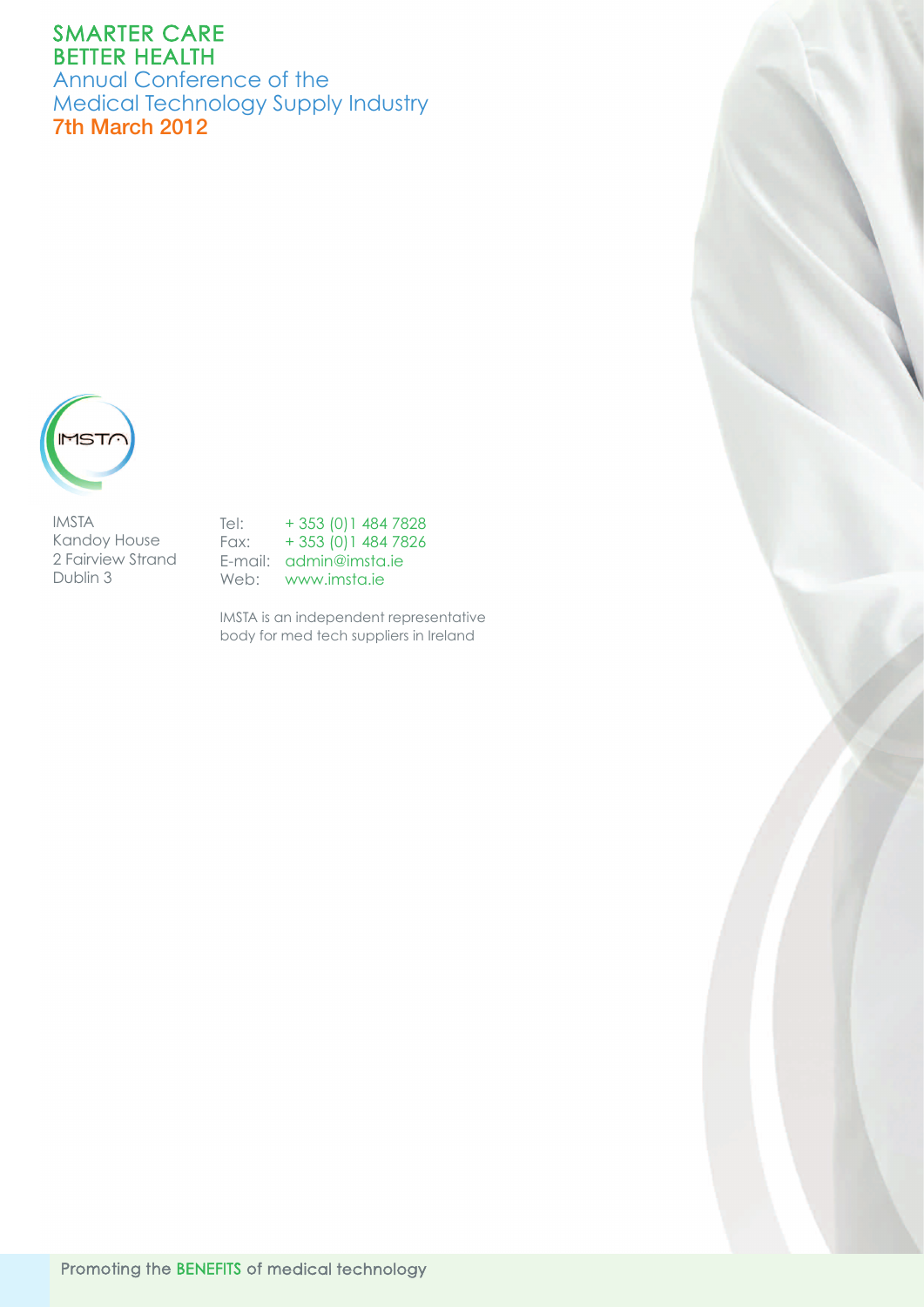# SMARTER CARE BETTER HEALTH

## Annual Conference of the Medical Technology Supply Industry

**7th March 2012**

IMSTA
Kandoy House
2 Fairview Strand
Dublin 3

Tel: + 353 (0)1 484 7828
Fax: + 353 (0)1 484 7826
E-mail: admin@imsta.ie
Web: www.imsta.ie

IMSTA is an independent representative body for med tech suppliers in Ireland

Promoting the BENEFITS of medical technology